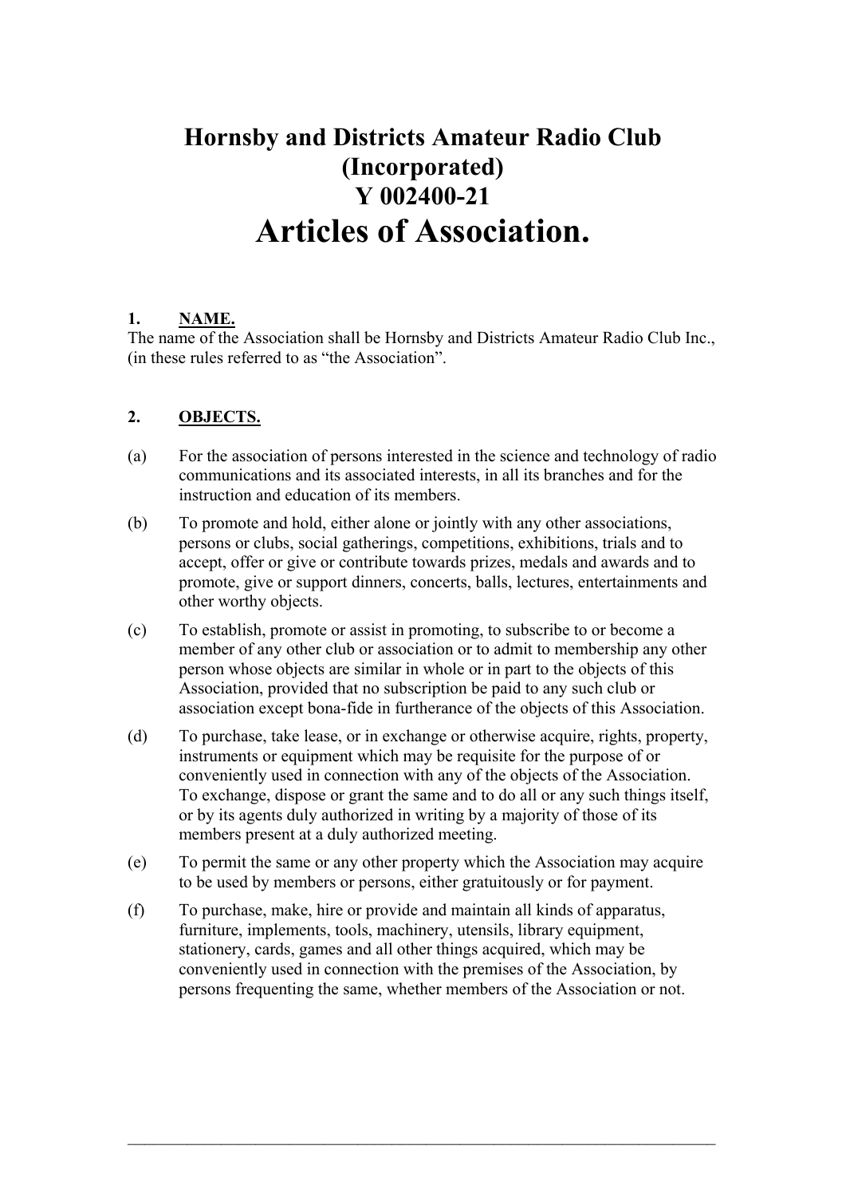# Hornsby and Districts Amateur Radio Club (Incorporated)
# Y 002400-21
# Articles of Association.

## 1. NAME.

The name of the Association shall be Hornsby and Districts Amateur Radio Club Inc., (in these rules referred to as "the Association".

## 2. OBJECTS.

(a) For the association of persons interested in the science and technology of radio communications and its associated interests, in all its branches and for the instruction and education of its members.

(b) To promote and hold, either alone or jointly with any other associations, persons or clubs, social gatherings, competitions, exhibitions, trials and to accept, offer or give or contribute towards prizes, medals and awards and to promote, give or support dinners, concerts, balls, lectures, entertainments and other worthy objects.

(c) To establish, promote or assist in promoting, to subscribe to or become a member of any other club or association or to admit to membership any other person whose objects are similar in whole or in part to the objects of this Association, provided that no subscription be paid to any such club or association except bona-fide in furtherance of the objects of this Association.

(d) To purchase, take lease, or in exchange or otherwise acquire, rights, property, instruments or equipment which may be requisite for the purpose of or conveniently used in connection with any of the objects of the Association. To exchange, dispose or grant the same and to do all or any such things itself, or by its agents duly authorized in writing by a majority of those of its members present at a duly authorized meeting.

(e) To permit the same or any other property which the Association may acquire to be used by members or persons, either gratuitously or for payment.

(f) To purchase, make, hire or provide and maintain all kinds of apparatus, furniture, implements, tools, machinery, utensils, library equipment, stationery, cards, games and all other things acquired, which may be conveniently used in connection with the premises of the Association, by persons frequenting the same, whether members of the Association or not.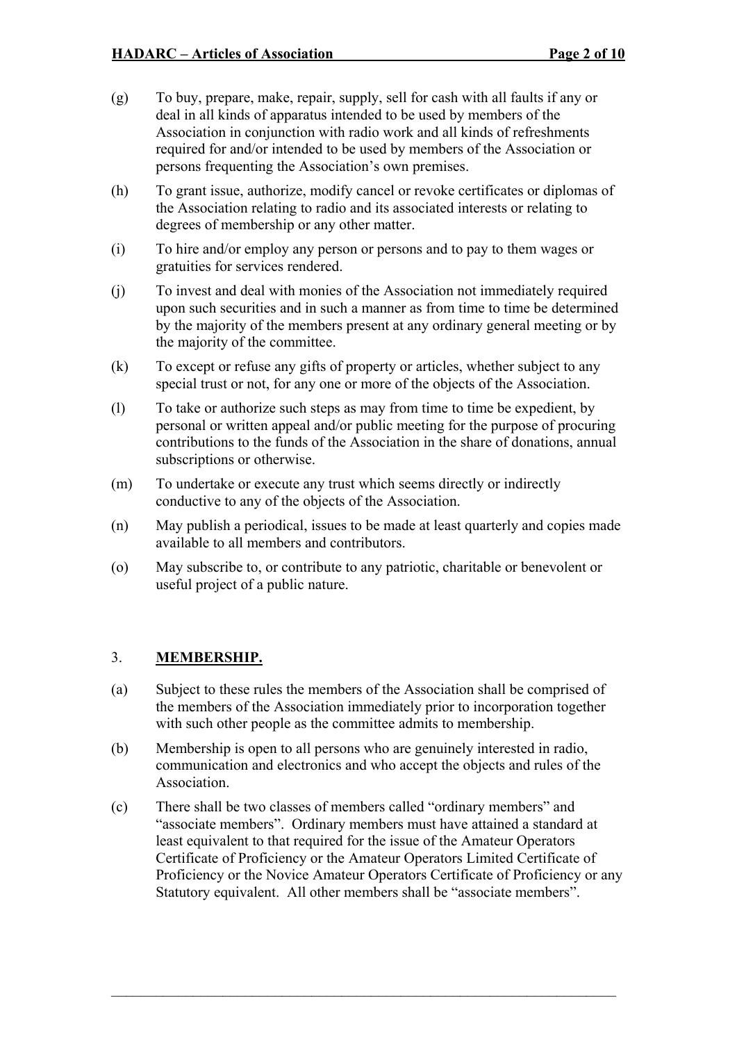(g) To buy, prepare, make, repair, supply, sell for cash with all faults if any or deal in all kinds of apparatus intended to be used by members of the Association in conjunction with radio work and all kinds of refreshments required for and/or intended to be used by members of the Association or persons frequenting the Association's own premises.

(h) To grant issue, authorize, modify cancel or revoke certificates or diplomas of the Association relating to radio and its associated interests or relating to degrees of membership or any other matter.

(i) To hire and/or employ any person or persons and to pay to them wages or gratuities for services rendered.

(j) To invest and deal with monies of the Association not immediately required upon such securities and in such a manner as from time to time be determined by the majority of the members present at any ordinary general meeting or by the majority of the committee.

(k) To except or refuse any gifts of property or articles, whether subject to any special trust or not, for any one or more of the objects of the Association.

(l) To take or authorize such steps as may from time to time be expedient, by personal or written appeal and/or public meeting for the purpose of procuring contributions to the funds of the Association in the share of donations, annual subscriptions or otherwise.

(m) To undertake or execute any trust which seems directly or indirectly conductive to any of the objects of the Association.

(n) May publish a periodical, issues to be made at least quarterly and copies made available to all members and contributors.

(o) May subscribe to, or contribute to any patriotic, charitable or benevolent or useful project of a public nature.

## 3. **MEMBERSHIP.**

(a) Subject to these rules the members of the Association shall be comprised of the members of the Association immediately prior to incorporation together with such other people as the committee admits to membership.

(b) Membership is open to all persons who are genuinely interested in radio, communication and electronics and who accept the objects and rules of the Association.

(c) There shall be two classes of members called "ordinary members" and "associate members". Ordinary members must have attained a standard at least equivalent to that required for the issue of the Amateur Operators Certificate of Proficiency or the Amateur Operators Limited Certificate of Proficiency or the Novice Amateur Operators Certificate of Proficiency or any Statutory equivalent. All other members shall be "associate members".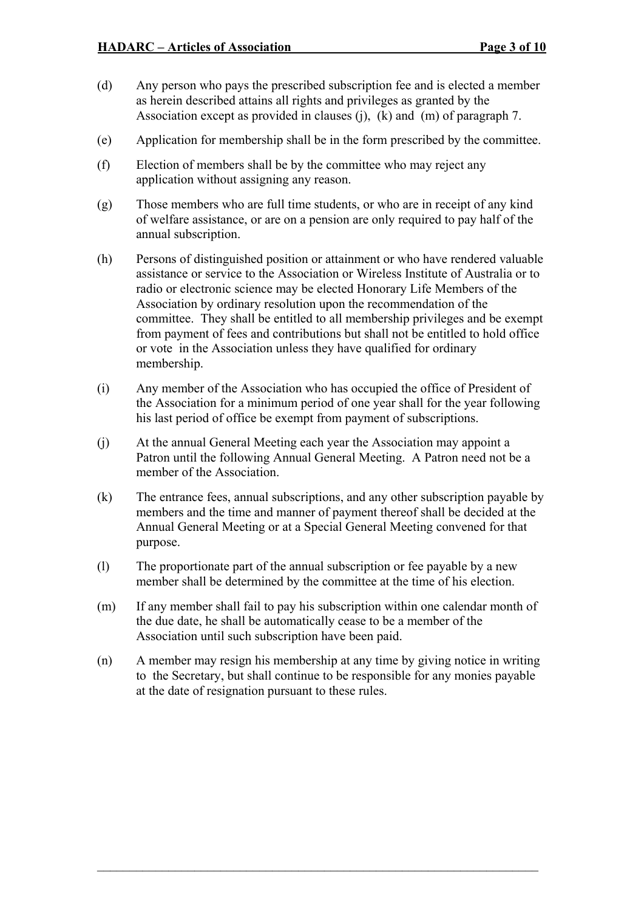(d) Any person who pays the prescribed subscription fee and is elected a member as herein described attains all rights and privileges as granted by the Association except as provided in clauses (j), (k) and (m) of paragraph 7.

(e) Application for membership shall be in the form prescribed by the committee.

(f) Election of members shall be by the committee who may reject any application without assigning any reason.

(g) Those members who are full time students, or who are in receipt of any kind of welfare assistance, or are on a pension are only required to pay half of the annual subscription.

(h) Persons of distinguished position or attainment or who have rendered valuable assistance or service to the Association or Wireless Institute of Australia or to radio or electronic science may be elected Honorary Life Members of the Association by ordinary resolution upon the recommendation of the committee. They shall be entitled to all membership privileges and be exempt from payment of fees and contributions but shall not be entitled to hold office or vote in the Association unless they have qualified for ordinary membership.

(i) Any member of the Association who has occupied the office of President of the Association for a minimum period of one year shall for the year following his last period of office be exempt from payment of subscriptions.

(j) At the annual General Meeting each year the Association may appoint a Patron until the following Annual General Meeting. A Patron need not be a member of the Association.

(k) The entrance fees, annual subscriptions, and any other subscription payable by members and the time and manner of payment thereof shall be decided at the Annual General Meeting or at a Special General Meeting convened for that purpose.

(l) The proportionate part of the annual subscription or fee payable by a new member shall be determined by the committee at the time of his election.

(m) If any member shall fail to pay his subscription within one calendar month of the due date, he shall be automatically cease to be a member of the Association until such subscription have been paid.

(n) A member may resign his membership at any time by giving notice in writing to the Secretary, but shall continue to be responsible for any monies payable at the date of resignation pursuant to these rules.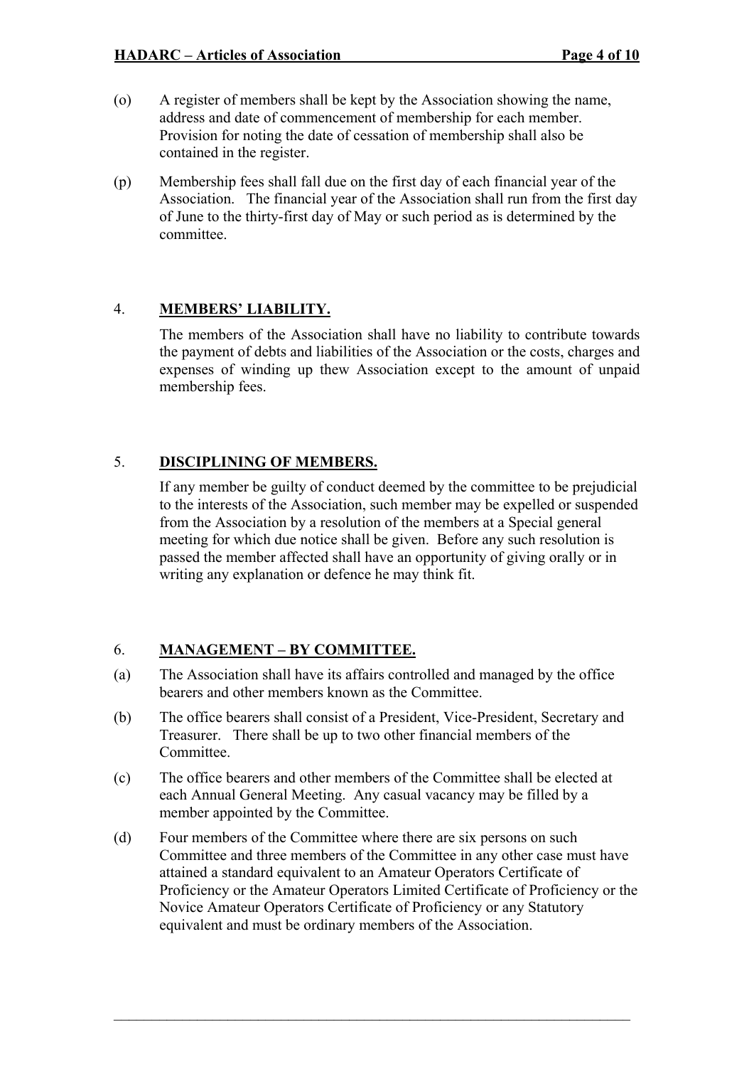(o) A register of members shall be kept by the Association showing the name, address and date of commencement of membership for each member. Provision for noting the date of cessation of membership shall also be contained in the register.

(p) Membership fees shall fall due on the first day of each financial year of the Association. The financial year of the Association shall run from the first day of June to the thirty-first day of May or such period as is determined by the committee.

## 4. **MEMBERS' LIABILITY.**

The members of the Association shall have no liability to contribute towards the payment of debts and liabilities of the Association or the costs, charges and expenses of winding up thew Association except to the amount of unpaid membership fees.

## 5. **DISCIPLINING OF MEMBERS.**

If any member be guilty of conduct deemed by the committee to be prejudicial to the interests of the Association, such member may be expelled or suspended from the Association by a resolution of the members at a Special general meeting for which due notice shall be given. Before any such resolution is passed the member affected shall have an opportunity of giving orally or in writing any explanation or defence he may think fit.

## 6. **MANAGEMENT – BY COMMITTEE.**

(a) The Association shall have its affairs controlled and managed by the office bearers and other members known as the Committee.

(b) The office bearers shall consist of a President, Vice-President, Secretary and Treasurer. There shall be up to two other financial members of the Committee.

(c) The office bearers and other members of the Committee shall be elected at each Annual General Meeting. Any casual vacancy may be filled by a member appointed by the Committee.

(d) Four members of the Committee where there are six persons on such Committee and three members of the Committee in any other case must have attained a standard equivalent to an Amateur Operators Certificate of Proficiency or the Amateur Operators Limited Certificate of Proficiency or the Novice Amateur Operators Certificate of Proficiency or any Statutory equivalent and must be ordinary members of the Association.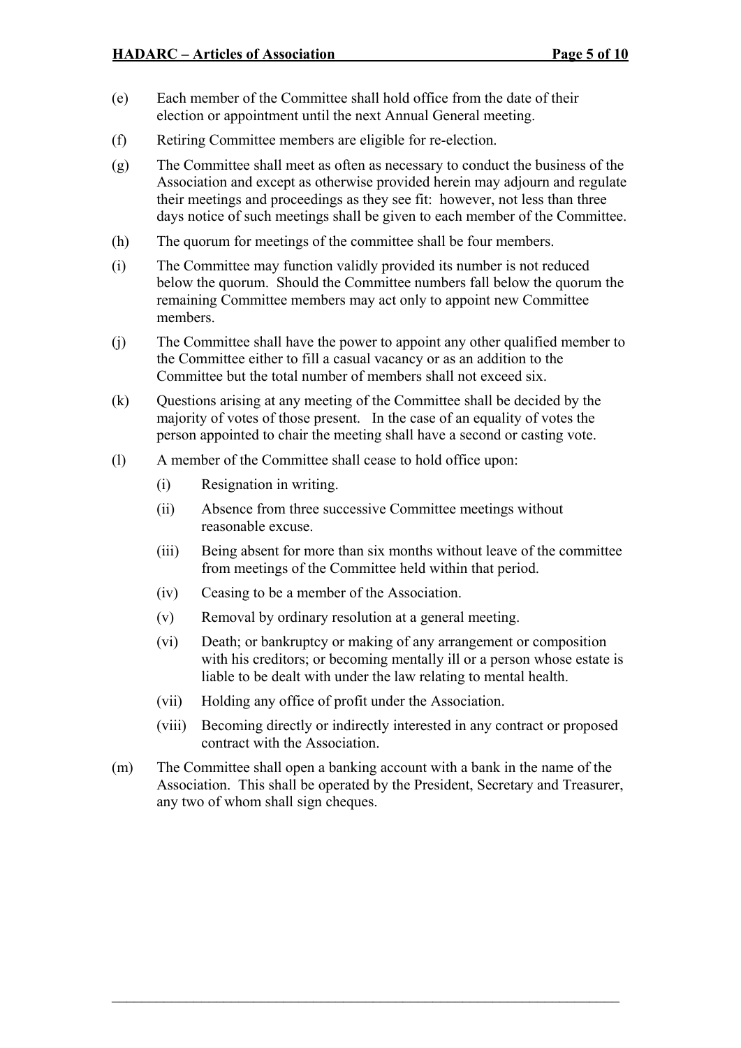(e) Each member of the Committee shall hold office from the date of their election or appointment until the next Annual General meeting.

(f) Retiring Committee members are eligible for re-election.

(g) The Committee shall meet as often as necessary to conduct the business of the Association and except as otherwise provided herein may adjourn and regulate their meetings and proceedings as they see fit: however, not less than three days notice of such meetings shall be given to each member of the Committee.

(h) The quorum for meetings of the committee shall be four members.

(i) The Committee may function validly provided its number is not reduced below the quorum. Should the Committee numbers fall below the quorum the remaining Committee members may act only to appoint new Committee members.

(j) The Committee shall have the power to appoint any other qualified member to the Committee either to fill a casual vacancy or as an addition to the Committee but the total number of members shall not exceed six.

(k) Questions arising at any meeting of the Committee shall be decided by the majority of votes of those present. In the case of an equality of votes the person appointed to chair the meeting shall have a second or casting vote.

(l) A member of the Committee shall cease to hold office upon:

  (i) Resignation in writing.

  (ii) Absence from three successive Committee meetings without reasonable excuse.

  (iii) Being absent for more than six months without leave of the committee from meetings of the Committee held within that period.

  (iv) Ceasing to be a member of the Association.

  (v) Removal by ordinary resolution at a general meeting.

  (vi) Death; or bankruptcy or making of any arrangement or composition with his creditors; or becoming mentally ill or a person whose estate is liable to be dealt with under the law relating to mental health.

  (vii) Holding any office of profit under the Association.

  (viii) Becoming directly or indirectly interested in any contract or proposed contract with the Association.

(m) The Committee shall open a banking account with a bank in the name of the Association. This shall be operated by the President, Secretary and Treasurer, any two of whom shall sign cheques.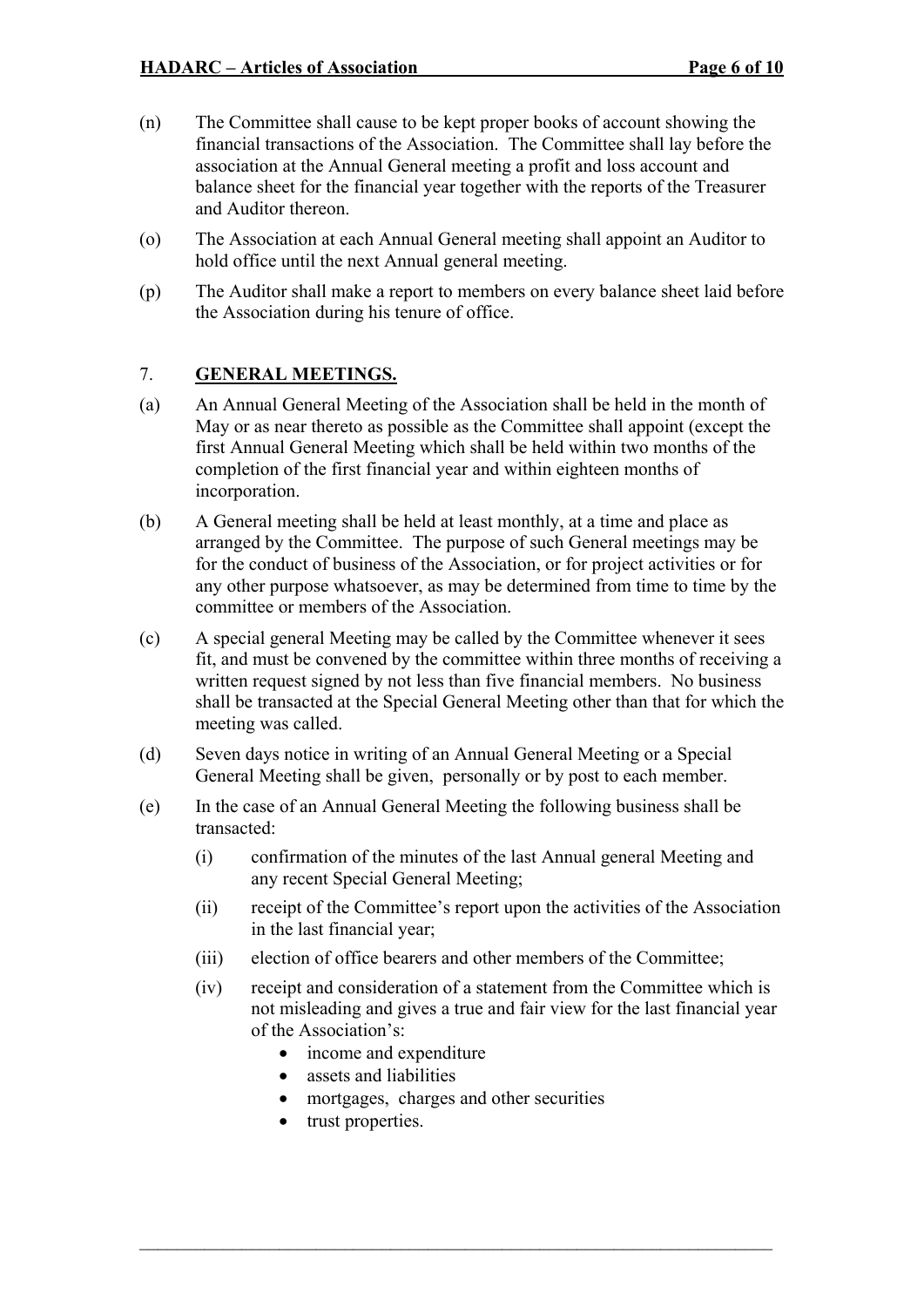(n) The Committee shall cause to be kept proper books of account showing the financial transactions of the Association. The Committee shall lay before the association at the Annual General meeting a profit and loss account and balance sheet for the financial year together with the reports of the Treasurer and Auditor thereon.

(o) The Association at each Annual General meeting shall appoint an Auditor to hold office until the next Annual general meeting.

(p) The Auditor shall make a report to members on every balance sheet laid before the Association during his tenure of office.

## 7. **GENERAL MEETINGS.**

(a) An Annual General Meeting of the Association shall be held in the month of May or as near thereto as possible as the Committee shall appoint (except the first Annual General Meeting which shall be held within two months of the completion of the first financial year and within eighteen months of incorporation.

(b) A General meeting shall be held at least monthly, at a time and place as arranged by the Committee. The purpose of such General meetings may be for the conduct of business of the Association, or for project activities or for any other purpose whatsoever, as may be determined from time to time by the committee or members of the Association.

(c) A special general Meeting may be called by the Committee whenever it sees fit, and must be convened by the committee within three months of receiving a written request signed by not less than five financial members. No business shall be transacted at the Special General Meeting other than that for which the meeting was called.

(d) Seven days notice in writing of an Annual General Meeting or a Special General Meeting shall be given, personally or by post to each member.

(e) In the case of an Annual General Meeting the following business shall be transacted:

  (i) confirmation of the minutes of the last Annual general Meeting and any recent Special General Meeting;

  (ii) receipt of the Committee's report upon the activities of the Association in the last financial year;

  (iii) election of office bearers and other members of the Committee;

  (iv) receipt and consideration of a statement from the Committee which is not misleading and gives a true and fair view for the last financial year of the Association's:
  - income and expenditure
  - assets and liabilities
  - mortgages, charges and other securities
  - trust properties.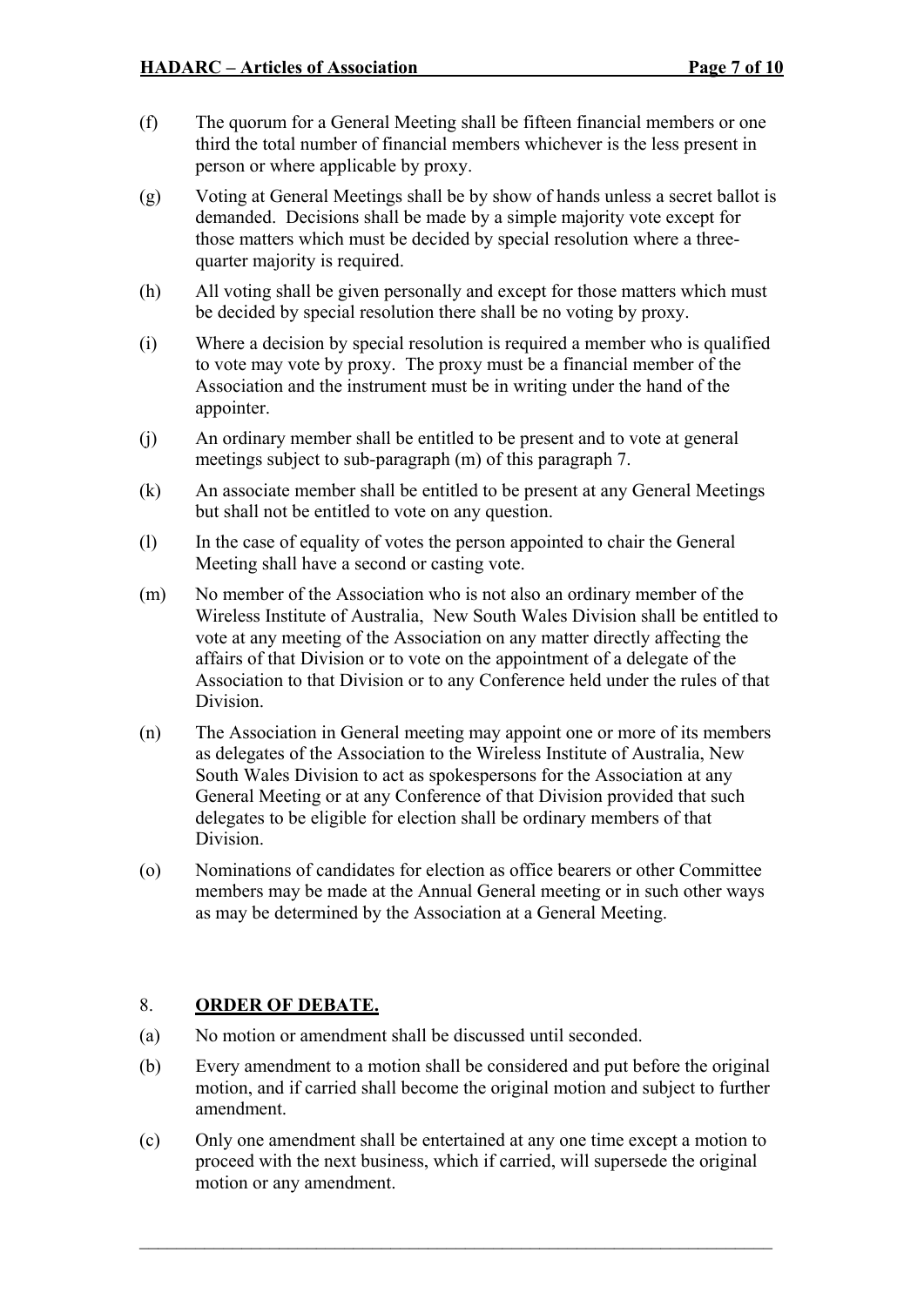(f) The quorum for a General Meeting shall be fifteen financial members or one third the total number of financial members whichever is the less present in person or where applicable by proxy.

(g) Voting at General Meetings shall be by show of hands unless a secret ballot is demanded. Decisions shall be made by a simple majority vote except for those matters which must be decided by special resolution where a three-quarter majority is required.

(h) All voting shall be given personally and except for those matters which must be decided by special resolution there shall be no voting by proxy.

(i) Where a decision by special resolution is required a member who is qualified to vote may vote by proxy. The proxy must be a financial member of the Association and the instrument must be in writing under the hand of the appointer.

(j) An ordinary member shall be entitled to be present and to vote at general meetings subject to sub-paragraph (m) of this paragraph 7.

(k) An associate member shall be entitled to be present at any General Meetings but shall not be entitled to vote on any question.

(l) In the case of equality of votes the person appointed to chair the General Meeting shall have a second or casting vote.

(m) No member of the Association who is not also an ordinary member of the Wireless Institute of Australia, New South Wales Division shall be entitled to vote at any meeting of the Association on any matter directly affecting the affairs of that Division or to vote on the appointment of a delegate of the Association to that Division or to any Conference held under the rules of that Division.

(n) The Association in General meeting may appoint one or more of its members as delegates of the Association to the Wireless Institute of Australia, New South Wales Division to act as spokespersons for the Association at any General Meeting or at any Conference of that Division provided that such delegates to be eligible for election shall be ordinary members of that Division.

(o) Nominations of candidates for election as office bearers or other Committee members may be made at the Annual General meeting or in such other ways as may be determined by the Association at a General Meeting.

## 8. **ORDER OF DEBATE.**

(a) No motion or amendment shall be discussed until seconded.

(b) Every amendment to a motion shall be considered and put before the original motion, and if carried shall become the original motion and subject to further amendment.

(c) Only one amendment shall be entertained at any one time except a motion to proceed with the next business, which if carried, will supersede the original motion or any amendment.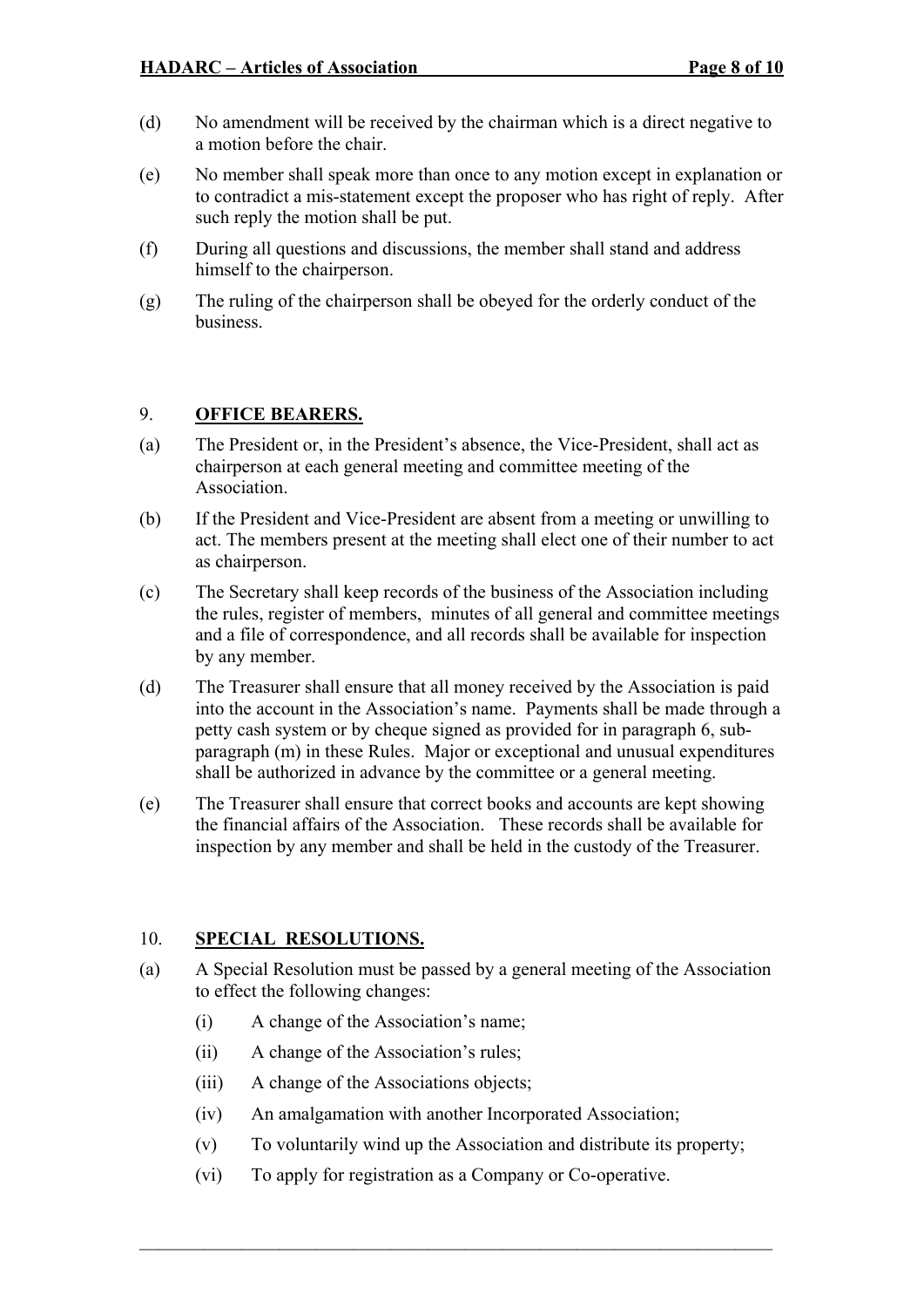(d) No amendment will be received by the chairman which is a direct negative to a motion before the chair.

(e) No member shall speak more than once to any motion except in explanation or to contradict a mis-statement except the proposer who has right of reply. After such reply the motion shall be put.

(f) During all questions and discussions, the member shall stand and address himself to the chairperson.

(g) The ruling of the chairperson shall be obeyed for the orderly conduct of the business.

## 9. **OFFICE BEARERS.**

(a) The President or, in the President's absence, the Vice-President, shall act as chairperson at each general meeting and committee meeting of the Association.

(b) If the President and Vice-President are absent from a meeting or unwilling to act. The members present at the meeting shall elect one of their number to act as chairperson.

(c) The Secretary shall keep records of the business of the Association including the rules, register of members, minutes of all general and committee meetings and a file of correspondence, and all records shall be available for inspection by any member.

(d) The Treasurer shall ensure that all money received by the Association is paid into the account in the Association's name. Payments shall be made through a petty cash system or by cheque signed as provided for in paragraph 6, sub-paragraph (m) in these Rules. Major or exceptional and unusual expenditures shall be authorized in advance by the committee or a general meeting.

(e) The Treasurer shall ensure that correct books and accounts are kept showing the financial affairs of the Association. These records shall be available for inspection by any member and shall be held in the custody of the Treasurer.

## 10. **SPECIAL RESOLUTIONS.**

(a) A Special Resolution must be passed by a general meeting of the Association to effect the following changes:

  (i) A change of the Association's name;

  (ii) A change of the Association's rules;

  (iii) A change of the Associations objects;

  (iv) An amalgamation with another Incorporated Association;

  (v) To voluntarily wind up the Association and distribute its property;

  (vi) To apply for registration as a Company or Co-operative.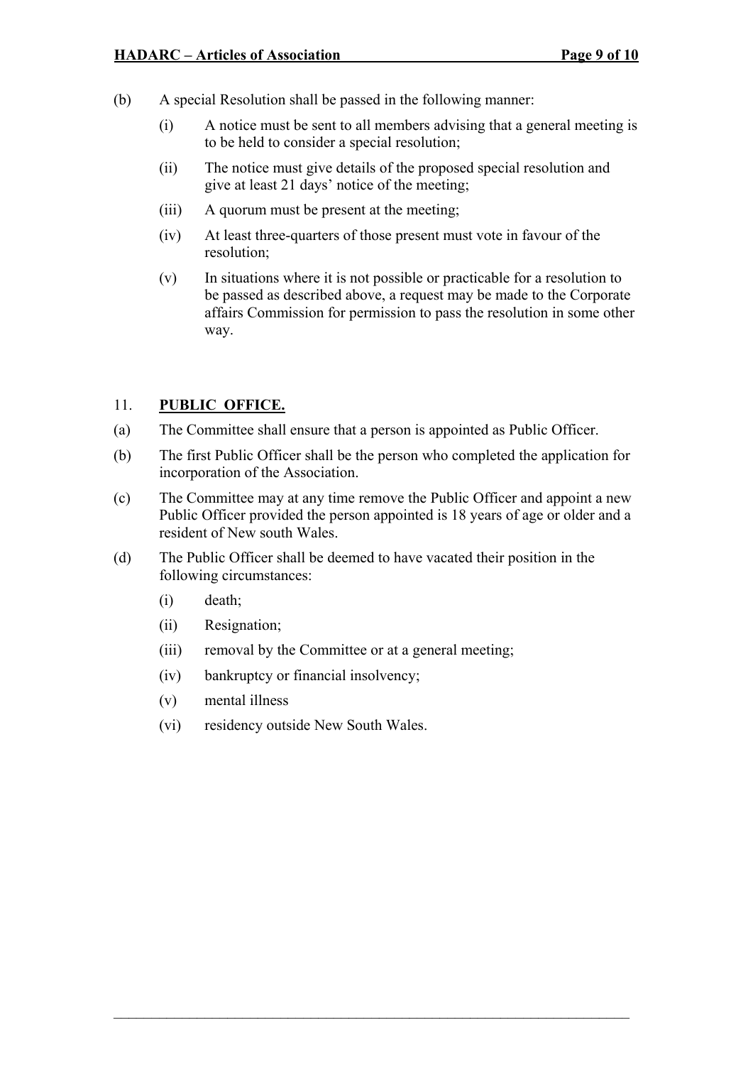(b) A special Resolution shall be passed in the following manner:

(i) A notice must be sent to all members advising that a general meeting is to be held to consider a special resolution;

(ii) The notice must give details of the proposed special resolution and give at least 21 days' notice of the meeting;

(iii) A quorum must be present at the meeting;

(iv) At least three-quarters of those present must vote in favour of the resolution;

(v) In situations where it is not possible or practicable for a resolution to be passed as described above, a request may be made to the Corporate affairs Commission for permission to pass the resolution in some other way.

## 11. **PUBLIC OFFICE.**

(a) The Committee shall ensure that a person is appointed as Public Officer.

(b) The first Public Officer shall be the person who completed the application for incorporation of the Association.

(c) The Committee may at any time remove the Public Officer and appoint a new Public Officer provided the person appointed is 18 years of age or older and a resident of New south Wales.

(d) The Public Officer shall be deemed to have vacated their position in the following circumstances:

(i) death;

(ii) Resignation;

(iii) removal by the Committee or at a general meeting;

(iv) bankruptcy or financial insolvency;

(v) mental illness

(vi) residency outside New South Wales.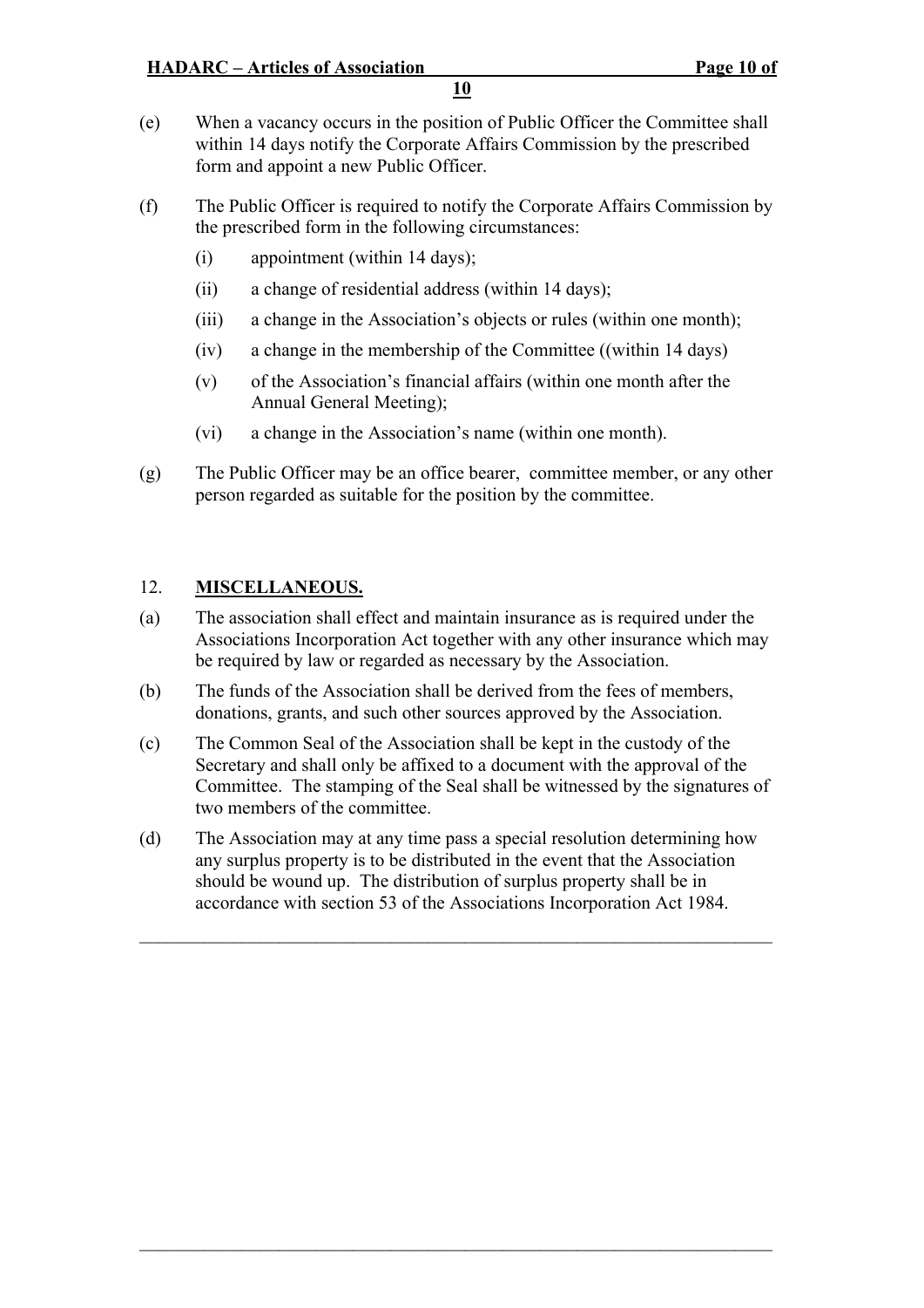(e) When a vacancy occurs in the position of Public Officer the Committee shall within 14 days notify the Corporate Affairs Commission by the prescribed form and appoint a new Public Officer.

(f) The Public Officer is required to notify the Corporate Affairs Commission by the prescribed form in the following circumstances:

  (i) appointment (within 14 days);

  (ii) a change of residential address (within 14 days);

  (iii) a change in the Association's objects or rules (within one month);

  (iv) a change in the membership of the Committee ((within 14 days)

  (v) of the Association's financial affairs (within one month after the Annual General Meeting);

  (vi) a change in the Association's name (within one month).

(g) The Public Officer may be an office bearer, committee member, or any other person regarded as suitable for the position by the committee.

## 12. **MISCELLANEOUS.**

(a) The association shall effect and maintain insurance as is required under the Associations Incorporation Act together with any other insurance which may be required by law or regarded as necessary by the Association.

(b) The funds of the Association shall be derived from the fees of members, donations, grants, and such other sources approved by the Association.

(c) The Common Seal of the Association shall be kept in the custody of the Secretary and shall only be affixed to a document with the approval of the Committee. The stamping of the Seal shall be witnessed by the signatures of two members of the committee.

(d) The Association may at any time pass a special resolution determining how any surplus property is to be distributed in the event that the Association should be wound up. The distribution of surplus property shall be in accordance with section 53 of the Associations Incorporation Act 1984.